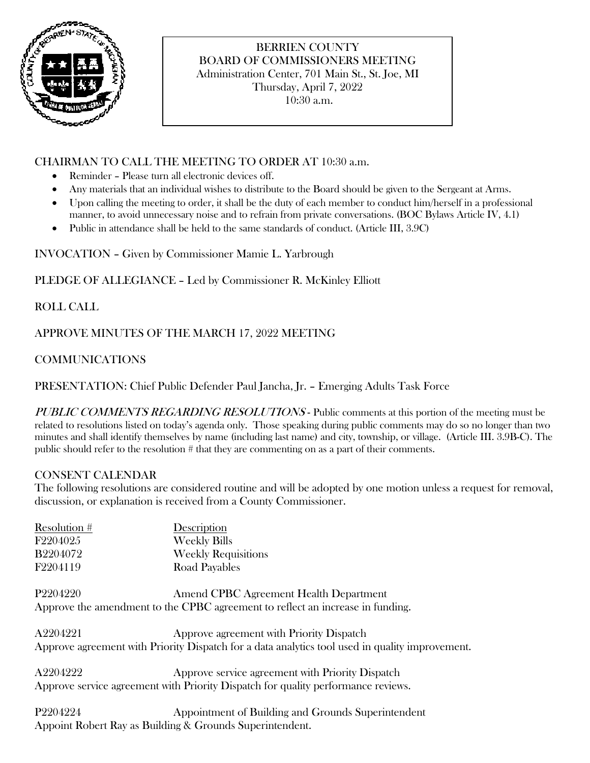# BERRIEN COUNTY
## BOARD OF COMMISSIONERS MEETING

Administration Center, 701 Main St., St. Joe, MI
Thursday, April 7, 2022
10:30 a.m.

CHAIRMAN TO CALL THE MEETING TO ORDER AT 10:30 a.m.

- Reminder – Please turn all electronic devices off.
- Any materials that an individual wishes to distribute to the Board should be given to the Sergeant at Arms.
- Upon calling the meeting to order, it shall be the duty of each member to conduct him/herself in a professional manner, to avoid unnecessary noise and to refrain from private conversations. (BOC Bylaws Article IV, 4.1)
- Public in attendance shall be held to the same standards of conduct. (Article III, 3.9C)

INVOCATION – Given by Commissioner Mamie L. Yarbrough

PLEDGE OF ALLEGIANCE – Led by Commissioner R. McKinley Elliott

ROLL CALL

APPROVE MINUTES OF THE MARCH 17, 2022 MEETING

COMMUNICATIONS

PRESENTATION: Chief Public Defender Paul Jancha, Jr. – Emerging Adults Task Force

*PUBLIC COMMENTS REGARDING RESOLUTIONS* - Public comments at this portion of the meeting must be related to resolutions listed on today's agenda only. Those speaking during public comments may do so no longer than two minutes and shall identify themselves by name (including last name) and city, township, or village. (Article III. 3.9B-C). The public should refer to the resolution # that they are commenting on as a part of their comments.

CONSENT CALENDAR

The following resolutions are considered routine and will be adopted by one motion unless a request for removal, discussion, or explanation is received from a County Commissioner.

| Resolution # | Description |
|---|---|
| F2204025 | Weekly Bills |
| B2204072 | Weekly Requisitions |
| F2204119 | Road Payables |

P2204220 Amend CPBC Agreement Health Department
Approve the amendment to the CPBC agreement to reflect an increase in funding.

A2204221 Approve agreement with Priority Dispatch
Approve agreement with Priority Dispatch for a data analytics tool used in quality improvement.

A2204222 Approve service agreement with Priority Dispatch
Approve service agreement with Priority Dispatch for quality performance reviews.

P2204224 Appointment of Building and Grounds Superintendent
Appoint Robert Ray as Building & Grounds Superintendent.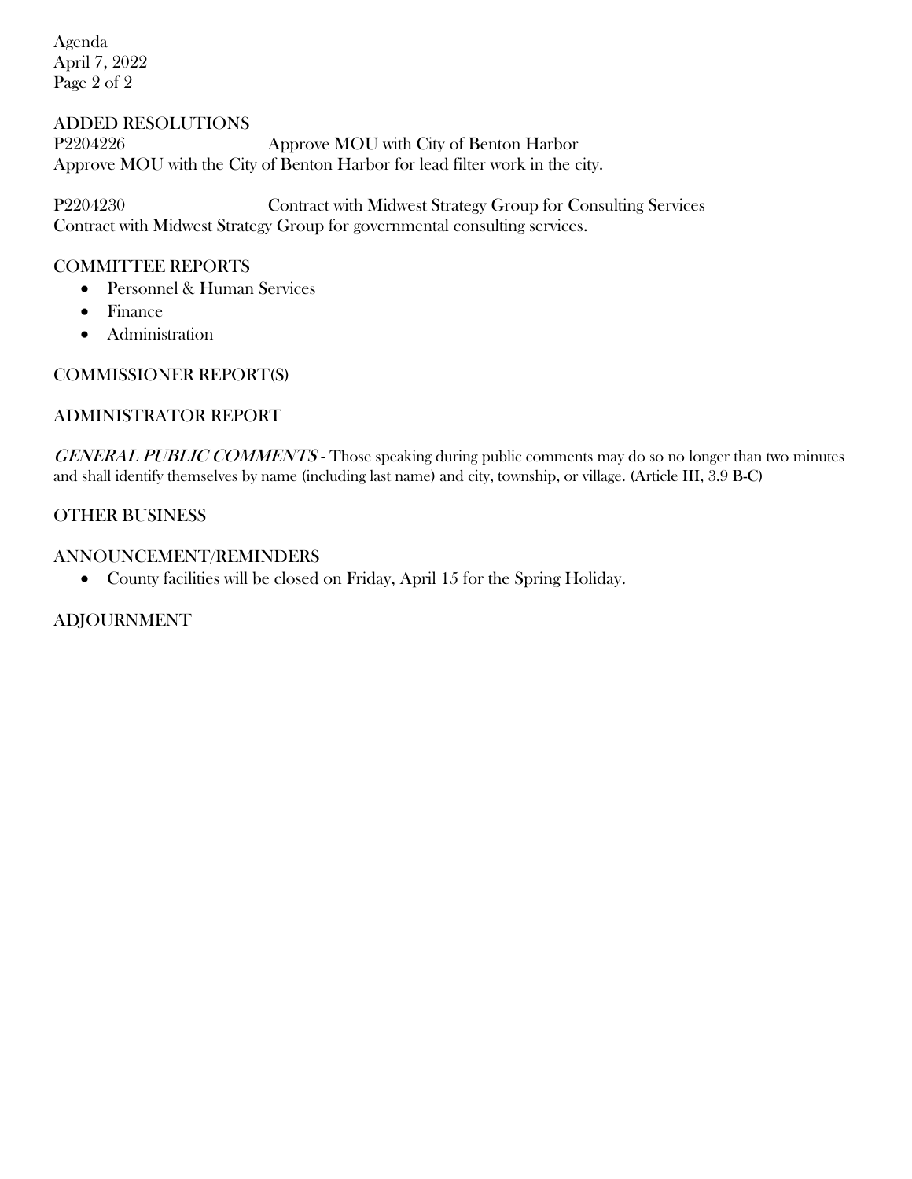## ADDED RESOLUTIONS

P2204226 Approve MOU with City of Benton Harbor
Approve MOU with the City of Benton Harbor for lead filter work in the city.

P2204230 Contract with Midwest Strategy Group for Consulting Services
Contract with Midwest Strategy Group for governmental consulting services.

## COMMITTEE REPORTS

- Personnel & Human Services
- Finance
- Administration

## COMMISSIONER REPORT(S)

## ADMINISTRATOR REPORT

*GENERAL PUBLIC COMMENTS* - Those speaking during public comments may do so no longer than two minutes and shall identify themselves by name (including last name) and city, township, or village. (Article III, 3.9 B-C)

## OTHER BUSINESS

## ANNOUNCEMENT/REMINDERS

- County facilities will be closed on Friday, April 15 for the Spring Holiday.

## ADJOURNMENT